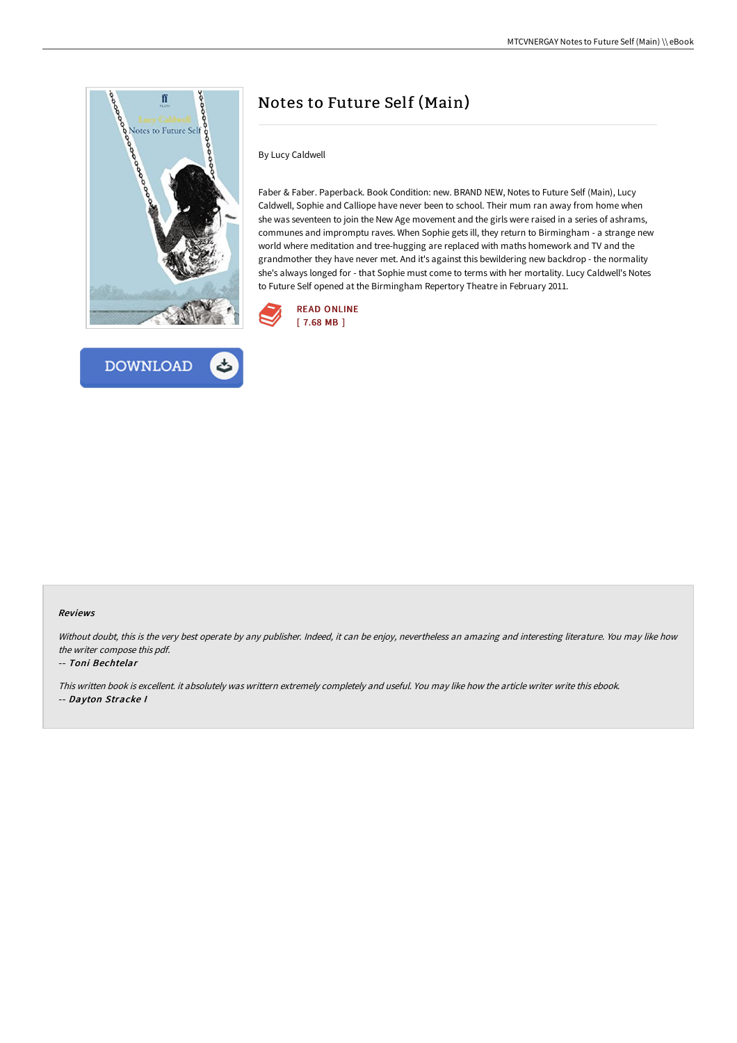# Notes to Future Self (Main)

By Lucy Caldwell

Faber & Faber. Paperback. Book Condition: new. BRAND NEW, Notes to Future Self (Main), Lucy Caldwell, Sophie and Calliope have never been to school. Their mum ran away from home when she was seventeen to join the New Age movement and the girls were raised in a series of ashrams, communes and impromptu raves. When Sophie gets ill, they return to Birmingham - a strange new world where meditation and tree-hugging are replaced with maths homework and TV and the grandmother they have never met. And it's against this bewildering new backdrop - the normality she's always longed for - that Sophie must come to terms with her mortality. Lucy Caldwell's Notes to Future Self opened at the Birmingham Repertory Theatre in February 2011.

READ ONLINE
[ 7.68 MB ]

DOWNLOAD

### Reviews

*Without doubt, this is the very best operate by any publisher. Indeed, it can be enjoy, nevertheless an amazing and interesting literature. You may like how the writer compose this pdf.*

*-- Toni Bechtelar*

*This written book is excellent. it absolutely was writtern extremely completely and useful. You may like how the article writer write this ebook.*

*-- Dayton Stracke I*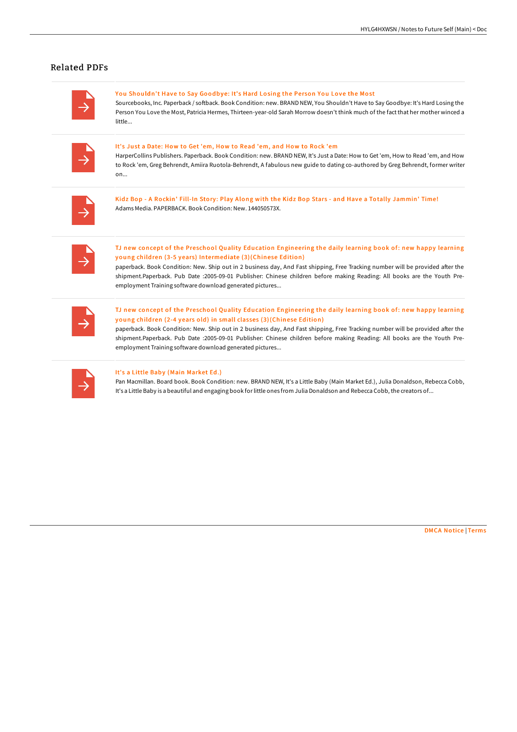## Related PDFs

**You Shouldn't Have to Say Goodbye: It's Hard Losing the Person You Love the Most**

Sourcebooks, Inc. Paperback / softback. Book Condition: new. BRAND NEW, You Shouldn't Have to Say Goodbye: It's Hard Losing the Person You Love the Most, Patricia Hermes, Thirteen-year-old Sarah Morrow doesn't think much of the fact that her mother winced a little...

**It's Just a Date: How to Get 'em, How to Read 'em, and How to Rock 'em**

HarperCollins Publishers. Paperback. Book Condition: new. BRAND NEW, It's Just a Date: How to Get 'em, How to Read 'em, and How to Rock 'em, Greg Behrendt, Amiira Ruotola-Behrendt, A fabulous new guide to dating co-authored by Greg Behrendt, former writer on...

**Kidz Bop - A Rockin' Fill-In Story: Play Along with the Kidz Bop Stars - and Have a Totally Jammin' Time!**

Adams Media. PAPERBACK. Book Condition: New. 144050573X.

**TJ new concept of the Preschool Quality Education Engineering the daily learning book of: new happy learning young children (3-5 years) Intermediate (3)(Chinese Edition)**

paperback. Book Condition: New. Ship out in 2 business day, And Fast shipping, Free Tracking number will be provided after the shipment.Paperback. Pub Date :2005-09-01 Publisher: Chinese children before making Reading: All books are the Youth Pre-employment Training software download generated pictures...

**TJ new concept of the Preschool Quality Education Engineering the daily learning book of: new happy learning young children (2-4 years old) in small classes (3)(Chinese Edition)**

paperback. Book Condition: New. Ship out in 2 business day, And Fast shipping, Free Tracking number will be provided after the shipment.Paperback. Pub Date :2005-09-01 Publisher: Chinese children before making Reading: All books are the Youth Pre-employment Training software download generated pictures...

**It's a Little Baby (Main Market Ed.)**

Pan Macmillan. Board book. Book Condition: new. BRAND NEW, It's a Little Baby (Main Market Ed.), Julia Donaldson, Rebecca Cobb, It's a Little Baby is a beautiful and engaging book for little ones from Julia Donaldson and Rebecca Cobb, the creators of...